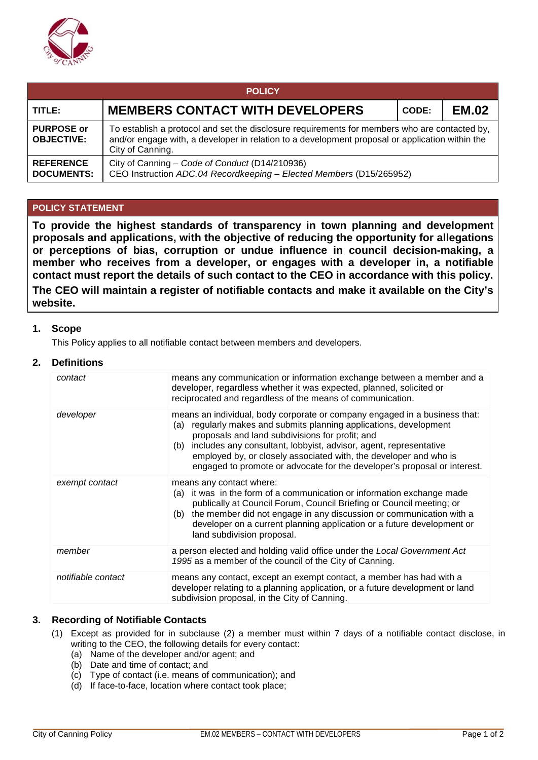| POLICY | | | |
|---|---|---|---|
| **TITLE:** | **MEMBERS CONTACT WITH DEVELOPERS** | **CODE:** | **EM.02** |
| **PURPOSE or OBJECTIVE:** | To establish a protocol and set the disclosure requirements for members who are contacted by, and/or engage with, a developer in relation to a development proposal or application within the City of Canning. | | |
| **REFERENCE DOCUMENTS:** | City of Canning – *Code of Conduct* (D14/210936)<br>CEO Instruction *ADC.04 Recordkeeping – Elected Members* (D15/265952) | | |

## POLICY STATEMENT

**To provide the highest standards of transparency in town planning and development proposals and applications, with the objective of reducing the opportunity for allegations or perceptions of bias, corruption or undue influence in council decision-making, a member who receives from a developer, or engages with a developer in, a notifiable contact must report the details of such contact to the CEO in accordance with this policy.**

**The CEO will maintain a register of notifiable contacts and make it available on the City's website.**

## 1. Scope

This Policy applies to all notifiable contact between members and developers.

## 2. Definitions

| | |
|---|---|
| *contact* | means any communication or information exchange between a member and a developer, regardless whether it was expected, planned, solicited or reciprocated and regardless of the means of communication. |
| *developer* | means an individual, body corporate or company engaged in a business that:<br>(a) regularly makes and submits planning applications, development proposals and land subdivisions for profit; and<br>(b) includes any consultant, lobbyist, advisor, agent, representative employed by, or closely associated with, the developer and who is engaged to promote or advocate for the developer's proposal or interest. |
| *exempt contact* | means any contact where:<br>(a) it was in the form of a communication or information exchange made publically at Council Forum, Council Briefing or Council meeting; or<br>(b) the member did not engage in any discussion or communication with a developer on a current planning application or a future development or land subdivision proposal. |
| *member* | a person elected and holding valid office under the *Local Government Act 1995* as a member of the council of the City of Canning. |
| *notifiable contact* | means any contact, except an exempt contact, a member has had with a developer relating to a planning application, or a future development or land subdivision proposal, in the City of Canning. |

## 3. Recording of Notifiable Contacts

(1) Except as provided for in subclause (2) a member must within 7 days of a notifiable contact disclose, in writing to the CEO, the following details for every contact:
  (a) Name of the developer and/or agent; and
  (b) Date and time of contact; and
  (c) Type of contact (i.e. means of communication); and
  (d) If face-to-face, location where contact took place;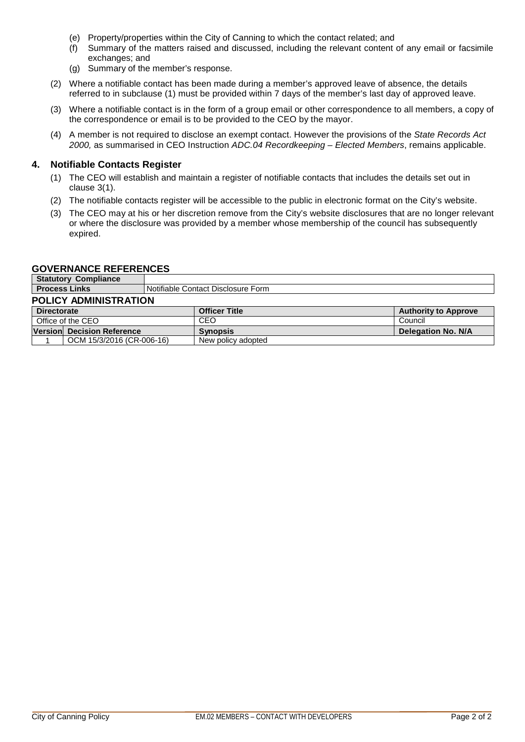(e) Property/properties within the City of Canning to which the contact related; and
(f) Summary of the matters raised and discussed, including the relevant content of any email or facsimile exchanges; and
(g) Summary of the member's response.

(2) Where a notifiable contact has been made during a member's approved leave of absence, the details referred to in subclause (1) must be provided within 7 days of the member's last day of approved leave.

(3) Where a notifiable contact is in the form of a group email or other correspondence to all members, a copy of the correspondence or email is to be provided to the CEO by the mayor.

(4) A member is not required to disclose an exempt contact. However the provisions of the *State Records Act 2000,* as summarised in CEO Instruction *ADC.04 Recordkeeping – Elected Members*, remains applicable.

## 4. Notifiable Contacts Register

(1) The CEO will establish and maintain a register of notifiable contacts that includes the details set out in clause 3(1).

(2) The notifiable contacts register will be accessible to the public in electronic format on the City's website.

(3) The CEO may at his or her discretion remove from the City's website disclosures that are no longer relevant or where the disclosure was provided by a member whose membership of the council has subsequently expired.

### GOVERNANCE REFERENCES

| | |
|---|---|
| **Statutory Compliance** | |
| **Process Links** | Notifiable Contact Disclosure Form |

### POLICY ADMINISTRATION

| **Directorate** | | **Officer Title** | **Authority to Approve** |
|---|---|---|---|
| Office of the CEO | | CEO | Council |
| **Version** | **Decision Reference** | **Synopsis** | **Delegation No. N/A** |
| 1 | OCM 15/3/2016 (CR-006-16) | New policy adopted | |